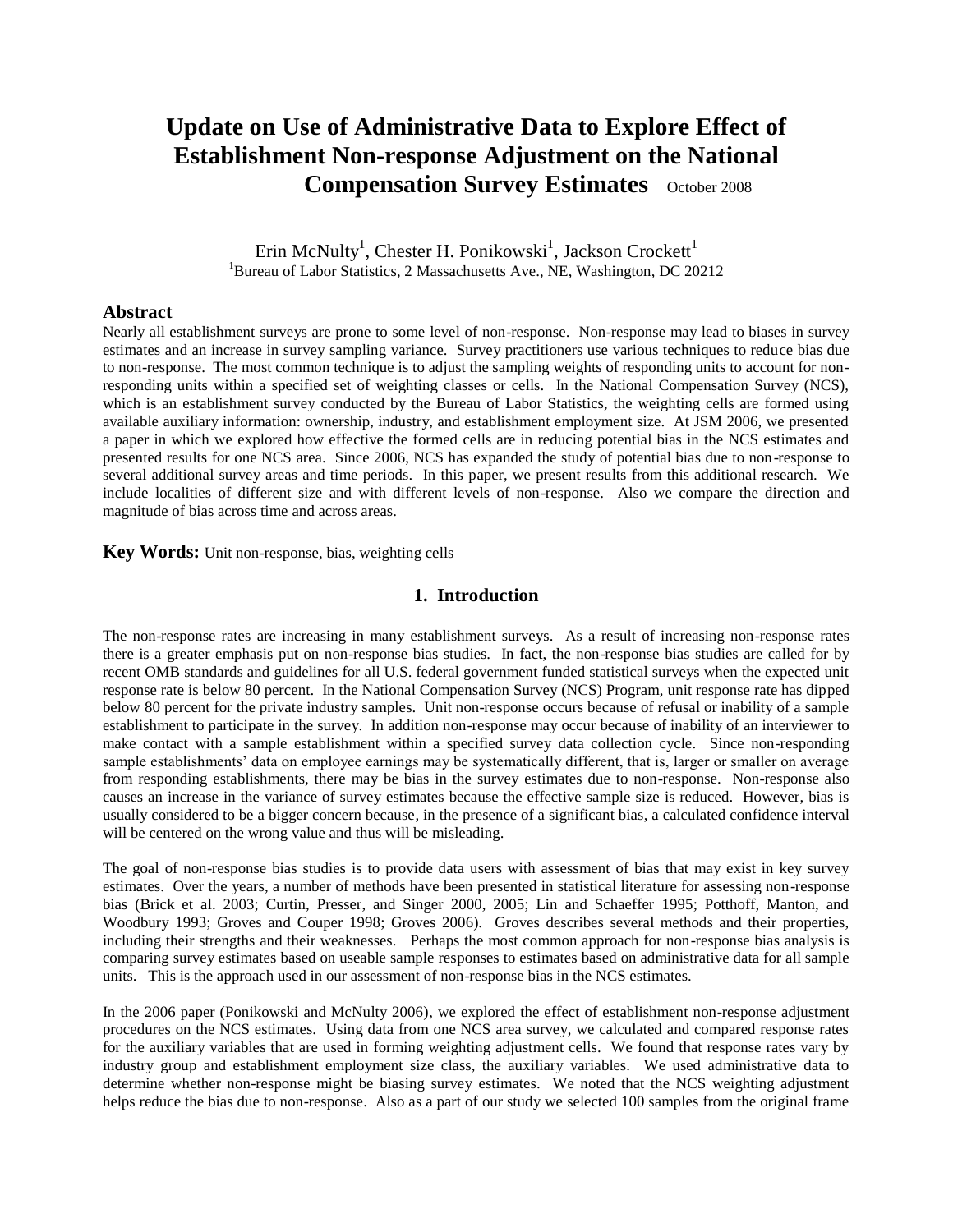# Update on Use of Administrative Data to Explore Effect of Establishment Non-response Adjustment on the National Compensation Survey Estimates

October 2008

Erin McNulty[1], Chester H. Ponikowski[1], Jackson Crockett[1]

[1]Bureau of Labor Statistics, 2 Massachusetts Ave., NE, Washington, DC 20212

## Abstract

Nearly all establishment surveys are prone to some level of non-response. Non-response may lead to biases in survey estimates and an increase in survey sampling variance. Survey practitioners use various techniques to reduce bias due to non-response. The most common technique is to adjust the sampling weights of responding units to account for non-responding units within a specified set of weighting classes or cells. In the National Compensation Survey (NCS), which is an establishment survey conducted by the Bureau of Labor Statistics, the weighting cells are formed using available auxiliary information: ownership, industry, and establishment employment size. At JSM 2006, we presented a paper in which we explored how effective the formed cells are in reducing potential bias in the NCS estimates and presented results for one NCS area. Since 2006, NCS has expanded the study of potential bias due to non-response to several additional survey areas and time periods. In this paper, we present results from this additional research. We include localities of different size and with different levels of non-response. Also we compare the direction and magnitude of bias across time and across areas.

**Key Words:** Unit non-response, bias, weighting cells

## 1. Introduction

The non-response rates are increasing in many establishment surveys. As a result of increasing non-response rates there is a greater emphasis put on non-response bias studies. In fact, the non-response bias studies are called for by recent OMB standards and guidelines for all U.S. federal government funded statistical surveys when the expected unit response rate is below 80 percent. In the National Compensation Survey (NCS) Program, unit response rate has dipped below 80 percent for the private industry samples. Unit non-response occurs because of refusal or inability of a sample establishment to participate in the survey. In addition non-response may occur because of inability of an interviewer to make contact with a sample establishment within a specified survey data collection cycle. Since non-responding sample establishments' data on employee earnings may be systematically different, that is, larger or smaller on average from responding establishments, there may be bias in the survey estimates due to non-response. Non-response also causes an increase in the variance of survey estimates because the effective sample size is reduced. However, bias is usually considered to be a bigger concern because, in the presence of a significant bias, a calculated confidence interval will be centered on the wrong value and thus will be misleading.

The goal of non-response bias studies is to provide data users with assessment of bias that may exist in key survey estimates. Over the years, a number of methods have been presented in statistical literature for assessing non-response bias (Brick et al. 2003; Curtin, Presser, and Singer 2000, 2005; Lin and Schaeffer 1995; Potthoff, Manton, and Woodbury 1993; Groves and Couper 1998; Groves 2006). Groves describes several methods and their properties, including their strengths and their weaknesses. Perhaps the most common approach for non-response bias analysis is comparing survey estimates based on useable sample responses to estimates based on administrative data for all sample units. This is the approach used in our assessment of non-response bias in the NCS estimates.

In the 2006 paper (Ponikowski and McNulty 2006), we explored the effect of establishment non-response adjustment procedures on the NCS estimates. Using data from one NCS area survey, we calculated and compared response rates for the auxiliary variables that are used in forming weighting adjustment cells. We found that response rates vary by industry group and establishment employment size class, the auxiliary variables. We used administrative data to determine whether non-response might be biasing survey estimates. We noted that the NCS weighting adjustment helps reduce the bias due to non-response. Also as a part of our study we selected 100 samples from the original frame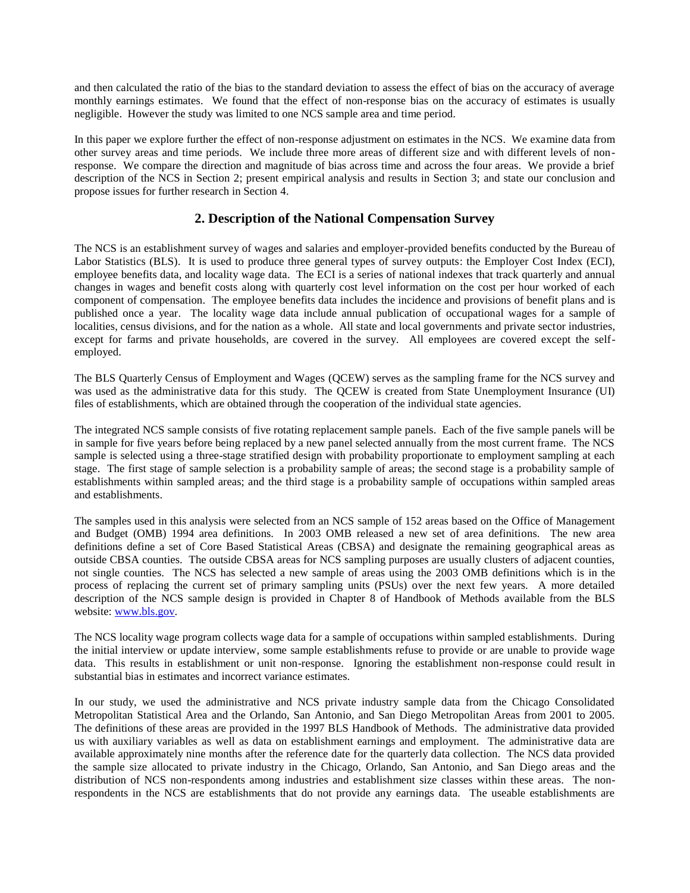and then calculated the ratio of the bias to the standard deviation to assess the effect of bias on the accuracy of average monthly earnings estimates. We found that the effect of non-response bias on the accuracy of estimates is usually negligible. However the study was limited to one NCS sample area and time period.

In this paper we explore further the effect of non-response adjustment on estimates in the NCS. We examine data from other survey areas and time periods. We include three more areas of different size and with different levels of non-response. We compare the direction and magnitude of bias across time and across the four areas. We provide a brief description of the NCS in Section 2; present empirical analysis and results in Section 3; and state our conclusion and propose issues for further research in Section 4.

## 2. Description of the National Compensation Survey

The NCS is an establishment survey of wages and salaries and employer-provided benefits conducted by the Bureau of Labor Statistics (BLS). It is used to produce three general types of survey outputs: the Employer Cost Index (ECI), employee benefits data, and locality wage data. The ECI is a series of national indexes that track quarterly and annual changes in wages and benefit costs along with quarterly cost level information on the cost per hour worked of each component of compensation. The employee benefits data includes the incidence and provisions of benefit plans and is published once a year. The locality wage data include annual publication of occupational wages for a sample of localities, census divisions, and for the nation as a whole. All state and local governments and private sector industries, except for farms and private households, are covered in the survey. All employees are covered except the self-employed.

The BLS Quarterly Census of Employment and Wages (QCEW) serves as the sampling frame for the NCS survey and was used as the administrative data for this study. The QCEW is created from State Unemployment Insurance (UI) files of establishments, which are obtained through the cooperation of the individual state agencies.

The integrated NCS sample consists of five rotating replacement sample panels. Each of the five sample panels will be in sample for five years before being replaced by a new panel selected annually from the most current frame. The NCS sample is selected using a three-stage stratified design with probability proportionate to employment sampling at each stage. The first stage of sample selection is a probability sample of areas; the second stage is a probability sample of establishments within sampled areas; and the third stage is a probability sample of occupations within sampled areas and establishments.

The samples used in this analysis were selected from an NCS sample of 152 areas based on the Office of Management and Budget (OMB) 1994 area definitions. In 2003 OMB released a new set of area definitions. The new area definitions define a set of Core Based Statistical Areas (CBSA) and designate the remaining geographical areas as outside CBSA counties. The outside CBSA areas for NCS sampling purposes are usually clusters of adjacent counties, not single counties. The NCS has selected a new sample of areas using the 2003 OMB definitions which is in the process of replacing the current set of primary sampling units (PSUs) over the next few years. A more detailed description of the NCS sample design is provided in Chapter 8 of Handbook of Methods available from the BLS website: [www.bls.gov](http://www.bls.gov).

The NCS locality wage program collects wage data for a sample of occupations within sampled establishments. During the initial interview or update interview, some sample establishments refuse to provide or are unable to provide wage data. This results in establishment or unit non-response. Ignoring the establishment non-response could result in substantial bias in estimates and incorrect variance estimates.

In our study, we used the administrative and NCS private industry sample data from the Chicago Consolidated Metropolitan Statistical Area and the Orlando, San Antonio, and San Diego Metropolitan Areas from 2001 to 2005. The definitions of these areas are provided in the 1997 BLS Handbook of Methods. The administrative data provided us with auxiliary variables as well as data on establishment earnings and employment. The administrative data are available approximately nine months after the reference date for the quarterly data collection. The NCS data provided the sample size allocated to private industry in the Chicago, Orlando, San Antonio, and San Diego areas and the distribution of NCS non-respondents among industries and establishment size classes within these areas. The non-respondents in the NCS are establishments that do not provide any earnings data. The useable establishments are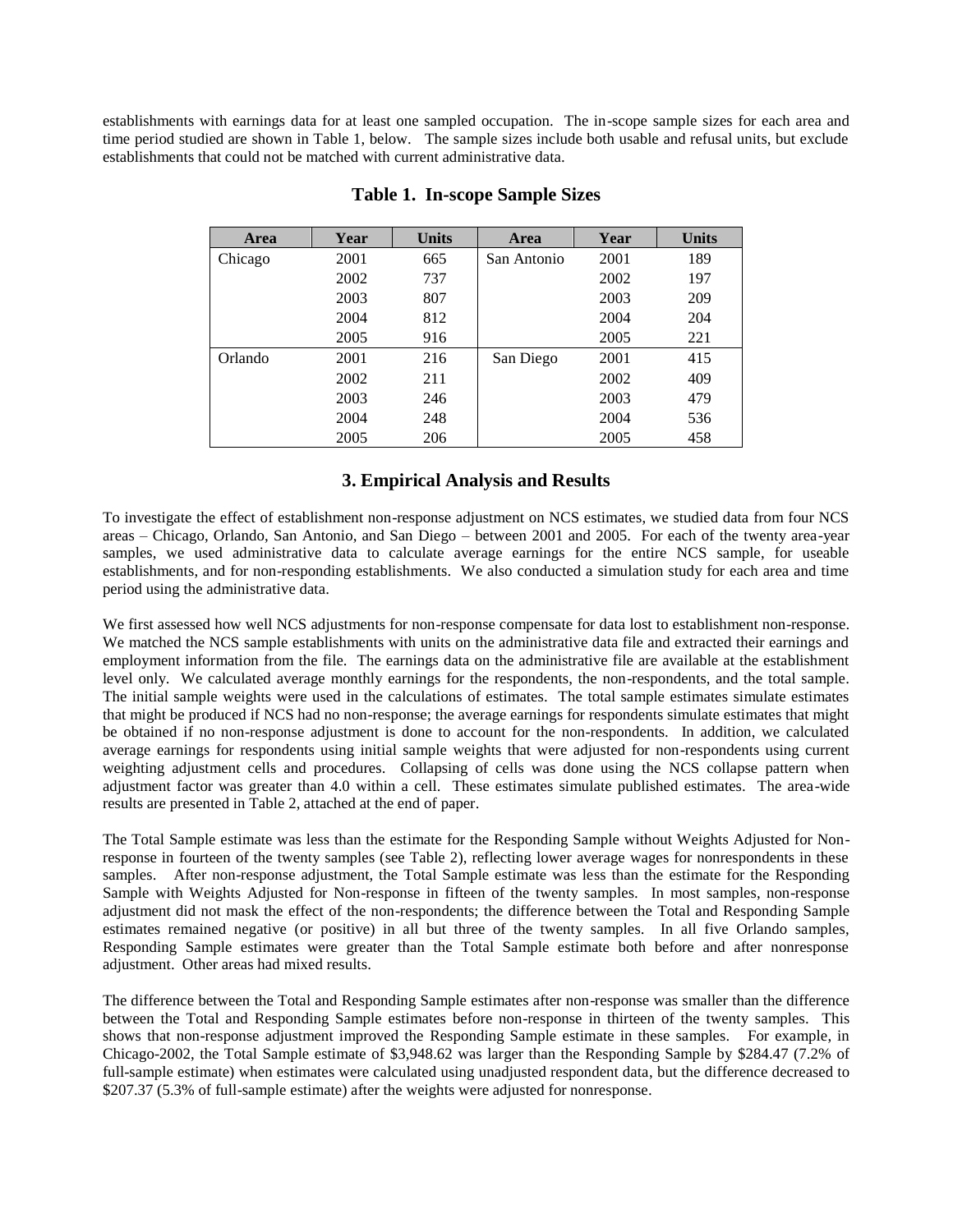establishments with earnings data for at least one sampled occupation. The in-scope sample sizes for each area and time period studied are shown in Table 1, below. The sample sizes include both usable and refusal units, but exclude establishments that could not be matched with current administrative data.

**Table 1. In-scope Sample Sizes**

| Area | Year | Units | Area | Year | Units |
|---|---|---|---|---|---|
| Chicago | 2001 | 665 | San Antonio | 2001 | 189 |
| | 2002 | 737 | | 2002 | 197 |
| | 2003 | 807 | | 2003 | 209 |
| | 2004 | 812 | | 2004 | 204 |
| | 2005 | 916 | | 2005 | 221 |
| Orlando | 2001 | 216 | San Diego | 2001 | 415 |
| | 2002 | 211 | | 2002 | 409 |
| | 2003 | 246 | | 2003 | 479 |
| | 2004 | 248 | | 2004 | 536 |
| | 2005 | 206 | | 2005 | 458 |

## 3. Empirical Analysis and Results

To investigate the effect of establishment non-response adjustment on NCS estimates, we studied data from four NCS areas – Chicago, Orlando, San Antonio, and San Diego – between 2001 and 2005. For each of the twenty area-year samples, we used administrative data to calculate average earnings for the entire NCS sample, for useable establishments, and for non-responding establishments. We also conducted a simulation study for each area and time period using the administrative data.

We first assessed how well NCS adjustments for non-response compensate for data lost to establishment non-response. We matched the NCS sample establishments with units on the administrative data file and extracted their earnings and employment information from the file. The earnings data on the administrative file are available at the establishment level only. We calculated average monthly earnings for the respondents, the non-respondents, and the total sample. The initial sample weights were used in the calculations of estimates. The total sample estimates simulate estimates that might be produced if NCS had no non-response; the average earnings for respondents simulate estimates that might be obtained if no non-response adjustment is done to account for the non-respondents. In addition, we calculated average earnings for respondents using initial sample weights that were adjusted for non-respondents using current weighting adjustment cells and procedures. Collapsing of cells was done using the NCS collapse pattern when adjustment factor was greater than 4.0 within a cell. These estimates simulate published estimates. The area-wide results are presented in Table 2, attached at the end of paper.

The Total Sample estimate was less than the estimate for the Responding Sample without Weights Adjusted for Non-response in fourteen of the twenty samples (see Table 2), reflecting lower average wages for nonrespondents in these samples. After non-response adjustment, the Total Sample estimate was less than the estimate for the Responding Sample with Weights Adjusted for Non-response in fifteen of the twenty samples. In most samples, non-response adjustment did not mask the effect of the non-respondents; the difference between the Total and Responding Sample estimates remained negative (or positive) in all but three of the twenty samples. In all five Orlando samples, Responding Sample estimates were greater than the Total Sample estimate both before and after nonresponse adjustment. Other areas had mixed results.

The difference between the Total and Responding Sample estimates after non-response was smaller than the difference between the Total and Responding Sample estimates before non-response in thirteen of the twenty samples. This shows that non-response adjustment improved the Responding Sample estimate in these samples. For example, in Chicago-2002, the Total Sample estimate of $3,948.62 was larger than the Responding Sample by $284.47 (7.2% of full-sample estimate) when estimates were calculated using unadjusted respondent data, but the difference decreased to $207.37 (5.3% of full-sample estimate) after the weights were adjusted for nonresponse.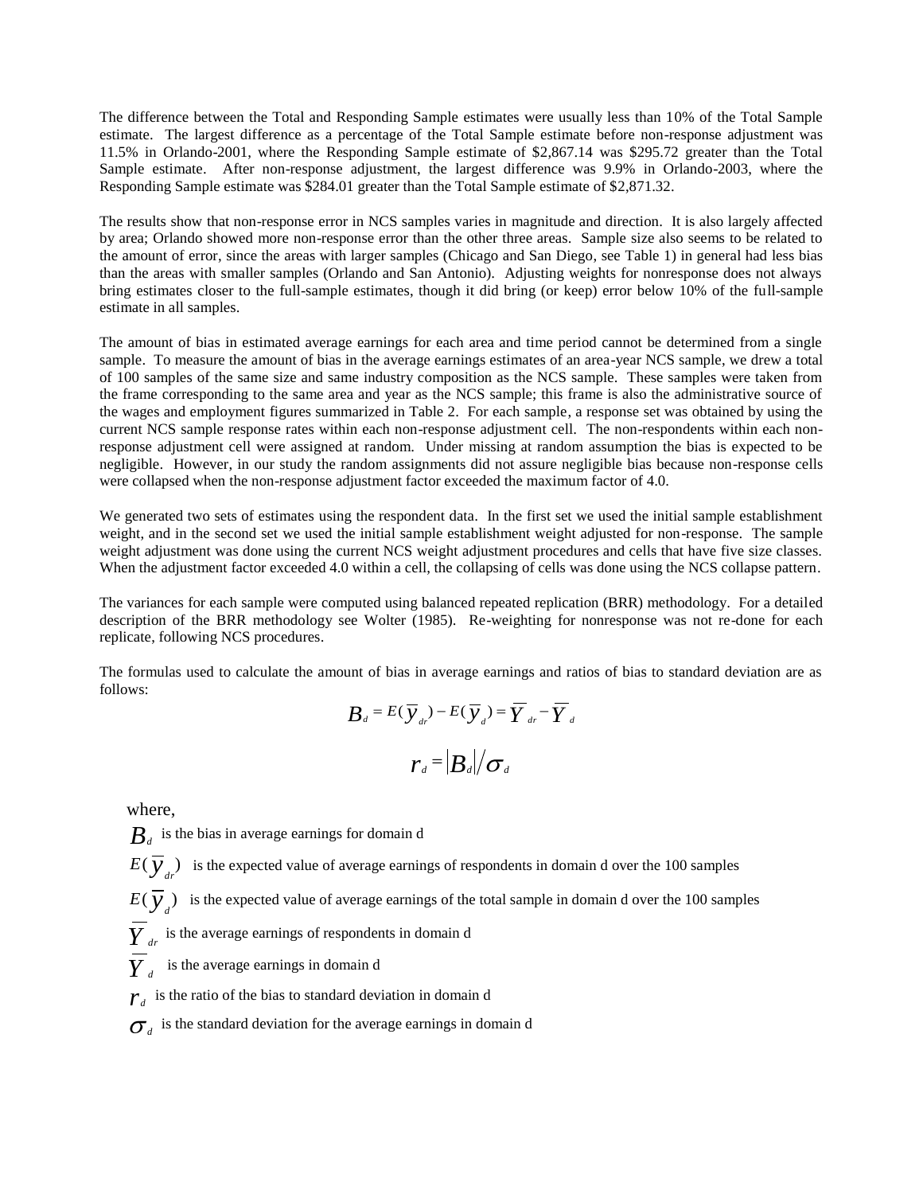The difference between the Total and Responding Sample estimates were usually less than 10% of the Total Sample estimate. The largest difference as a percentage of the Total Sample estimate before non-response adjustment was 11.5% in Orlando-2001, where the Responding Sample estimate of $2,867.14 was $295.72 greater than the Total Sample estimate. After non-response adjustment, the largest difference was 9.9% in Orlando-2003, where the Responding Sample estimate was $284.01 greater than the Total Sample estimate of $2,871.32.

The results show that non-response error in NCS samples varies in magnitude and direction. It is also largely affected by area; Orlando showed more non-response error than the other three areas. Sample size also seems to be related to the amount of error, since the areas with larger samples (Chicago and San Diego, see Table 1) in general had less bias than the areas with smaller samples (Orlando and San Antonio). Adjusting weights for nonresponse does not always bring estimates closer to the full-sample estimates, though it did bring (or keep) error below 10% of the full-sample estimate in all samples.

The amount of bias in estimated average earnings for each area and time period cannot be determined from a single sample. To measure the amount of bias in the average earnings estimates of an area-year NCS sample, we drew a total of 100 samples of the same size and same industry composition as the NCS sample. These samples were taken from the frame corresponding to the same area and year as the NCS sample; this frame is also the administrative source of the wages and employment figures summarized in Table 2. For each sample, a response set was obtained by using the current NCS sample response rates within each non-response adjustment cell. The non-respondents within each non-response adjustment cell were assigned at random. Under missing at random assumption the bias is expected to be negligible. However, in our study the random assignments did not assure negligible bias because non-response cells were collapsed when the non-response adjustment factor exceeded the maximum factor of 4.0.

We generated two sets of estimates using the respondent data. In the first set we used the initial sample establishment weight, and in the second set we used the initial sample establishment weight adjusted for non-response. The sample weight adjustment was done using the current NCS weight adjustment procedures and cells that have five size classes. When the adjustment factor exceeded 4.0 within a cell, the collapsing of cells was done using the NCS collapse pattern.

The variances for each sample were computed using balanced repeated replication (BRR) methodology. For a detailed description of the BRR methodology see Wolter (1985). Re-weighting for nonresponse was not re-done for each replicate, following NCS procedures.

The formulas used to calculate the amount of bias in average earnings and ratios of bias to standard deviation are as follows:

$$B_d = E(\overline{y}_{dr}) - E(\overline{y}_d) = \overline{Y}_{dr} - \overline{Y}_d$$

$$r_d = |B_d| / \sigma_d$$

where,

$B_d$ is the bias in average earnings for domain d

$E(\overline{y}_{dr})$ is the expected value of average earnings of respondents in domain d over the 100 samples

$E(\overline{y}_d)$ is the expected value of average earnings of the total sample in domain d over the 100 samples

$\overline{Y}_{dr}$ is the average earnings of respondents in domain d

$\overline{Y}_d$ is the average earnings in domain d

$r_d$ is the ratio of the bias to standard deviation in domain d

$\sigma_d$ is the standard deviation for the average earnings in domain d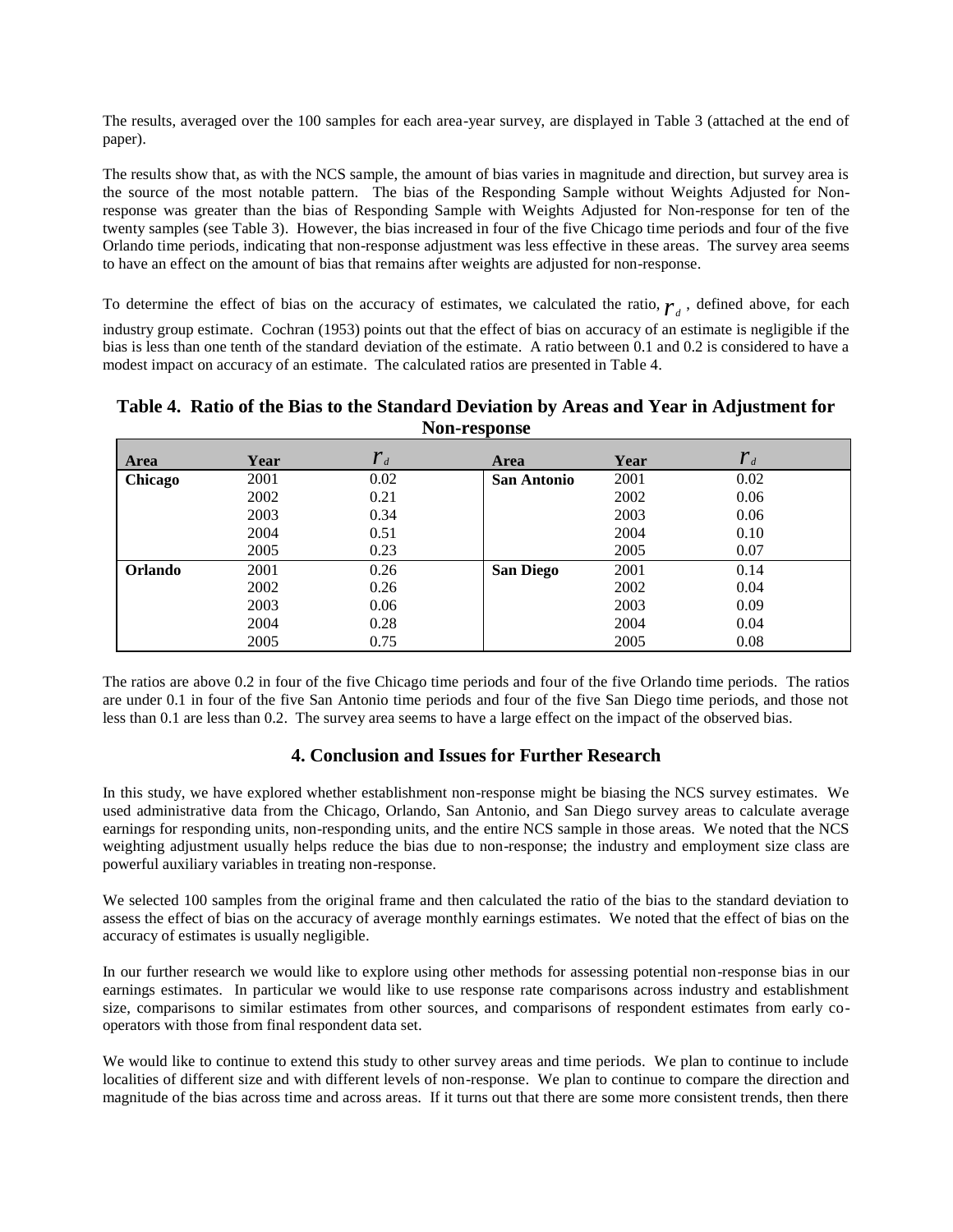The results, averaged over the 100 samples for each area-year survey, are displayed in Table 3 (attached at the end of paper).

The results show that, as with the NCS sample, the amount of bias varies in magnitude and direction, but survey area is the source of the most notable pattern. The bias of the Responding Sample without Weights Adjusted for Non-response was greater than the bias of Responding Sample with Weights Adjusted for Non-response for ten of the twenty samples (see Table 3). However, the bias increased in four of the five Chicago time periods and four of the five Orlando time periods, indicating that non-response adjustment was less effective in these areas. The survey area seems to have an effect on the amount of bias that remains after weights are adjusted for non-response.

To determine the effect of bias on the accuracy of estimates, we calculated the ratio, $r_d$, defined above, for each industry group estimate. Cochran (1953) points out that the effect of bias on accuracy of an estimate is negligible if the bias is less than one tenth of the standard deviation of the estimate. A ratio between 0.1 and 0.2 is considered to have a modest impact on accuracy of an estimate. The calculated ratios are presented in Table 4.

**Table 4. Ratio of the Bias to the Standard Deviation by Areas and Year in Adjustment for Non-response**

| Area | Year | $r_d$ | Area | Year | $r_d$ |
|---|---|---|---|---|---|
| **Chicago** | 2001 | 0.02 | **San Antonio** | 2001 | 0.02 |
| | 2002 | 0.21 | | 2002 | 0.06 |
| | 2003 | 0.34 | | 2003 | 0.06 |
| | 2004 | 0.51 | | 2004 | 0.10 |
| | 2005 | 0.23 | | 2005 | 0.07 |
| **Orlando** | 2001 | 0.26 | **San Diego** | 2001 | 0.14 |
| | 2002 | 0.26 | | 2002 | 0.04 |
| | 2003 | 0.06 | | 2003 | 0.09 |
| | 2004 | 0.28 | | 2004 | 0.04 |
| | 2005 | 0.75 | | 2005 | 0.08 |

The ratios are above 0.2 in four of the five Chicago time periods and four of the five Orlando time periods. The ratios are under 0.1 in four of the five San Antonio time periods and four of the five San Diego time periods, and those not less than 0.1 are less than 0.2. The survey area seems to have a large effect on the impact of the observed bias.

## 4. Conclusion and Issues for Further Research

In this study, we have explored whether establishment non-response might be biasing the NCS survey estimates. We used administrative data from the Chicago, Orlando, San Antonio, and San Diego survey areas to calculate average earnings for responding units, non-responding units, and the entire NCS sample in those areas. We noted that the NCS weighting adjustment usually helps reduce the bias due to non-response; the industry and employment size class are powerful auxiliary variables in treating non-response.

We selected 100 samples from the original frame and then calculated the ratio of the bias to the standard deviation to assess the effect of bias on the accuracy of average monthly earnings estimates. We noted that the effect of bias on the accuracy of estimates is usually negligible.

In our further research we would like to explore using other methods for assessing potential non-response bias in our earnings estimates. In particular we would like to use response rate comparisons across industry and establishment size, comparisons to similar estimates from other sources, and comparisons of respondent estimates from early co-operators with those from final respondent data set.

We would like to continue to extend this study to other survey areas and time periods. We plan to continue to include localities of different size and with different levels of non-response. We plan to continue to compare the direction and magnitude of the bias across time and across areas. If it turns out that there are some more consistent trends, then there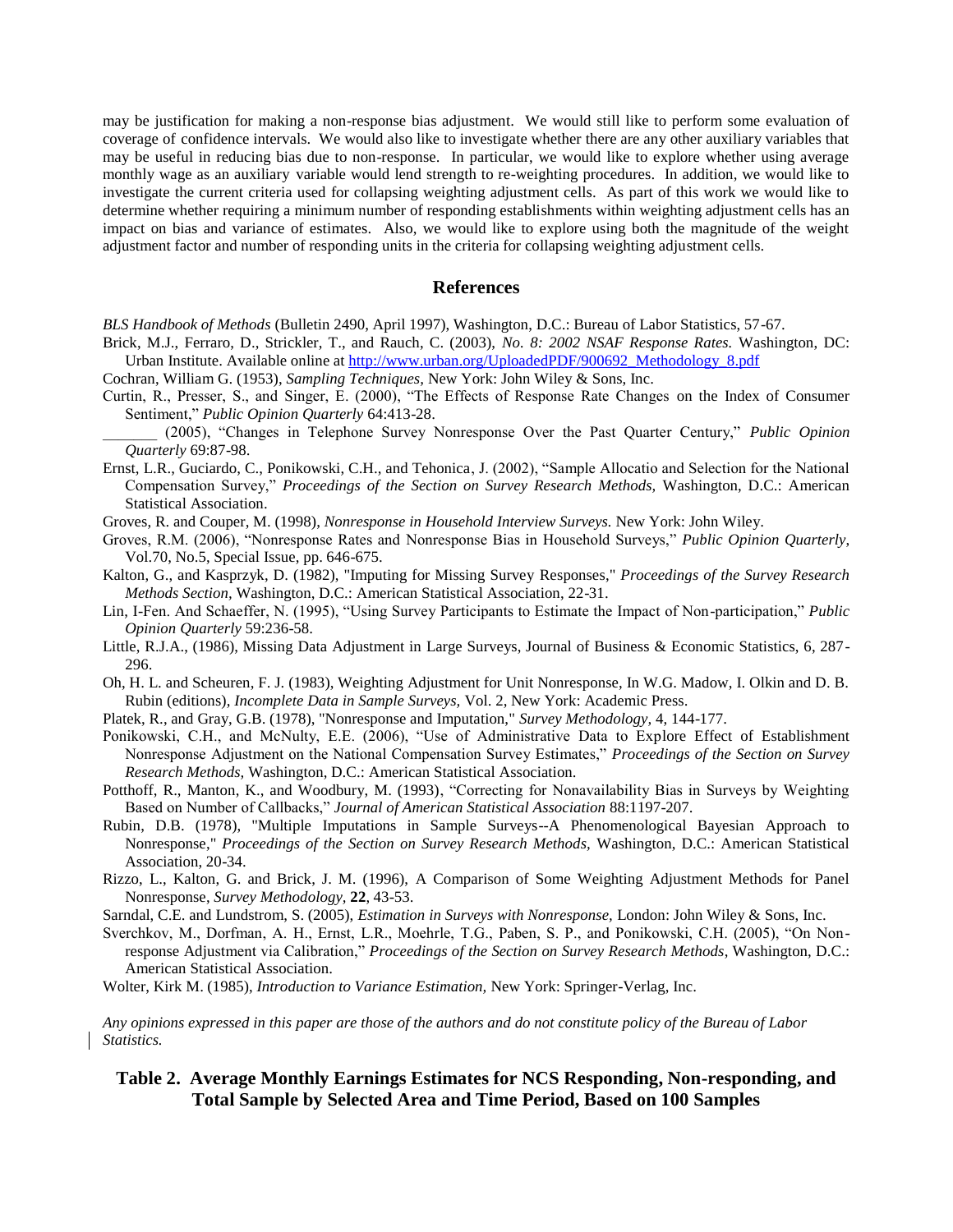may be justification for making a non-response bias adjustment. We would still like to perform some evaluation of coverage of confidence intervals. We would also like to investigate whether there are any other auxiliary variables that may be useful in reducing bias due to non-response. In particular, we would like to explore whether using average monthly wage as an auxiliary variable would lend strength to re-weighting procedures. In addition, we would like to investigate the current criteria used for collapsing weighting adjustment cells. As part of this work we would like to determine whether requiring a minimum number of responding establishments within weighting adjustment cells has an impact on bias and variance of estimates. Also, we would like to explore using both the magnitude of the weight adjustment factor and number of responding units in the criteria for collapsing weighting adjustment cells.

## References

*BLS Handbook of Methods* (Bulletin 2490, April 1997), Washington, D.C.: Bureau of Labor Statistics, 57-67.

Brick, M.J., Ferraro, D., Strickler, T., and Rauch, C. (2003), *No. 8: 2002 NSAF Response Rates.* Washington, DC: Urban Institute. Available online at http://www.urban.org/UploadedPDF/900692_Methodology_8.pdf

Cochran, William G. (1953), *Sampling Techniques,* New York: John Wiley & Sons, Inc.

Curtin, R., Presser, S., and Singer, E. (2000), "The Effects of Response Rate Changes on the Index of Consumer Sentiment," *Public Opinion Quarterly* 64:413-28.

_______ (2005), "Changes in Telephone Survey Nonresponse Over the Past Quarter Century," *Public Opinion Quarterly* 69:87-98.

Ernst, L.R., Guciardo, C., Ponikowski, C.H., and Tehonica, J. (2002), "Sample Allocatio and Selection for the National Compensation Survey," *Proceedings of the Section on Survey Research Methods,* Washington, D.C.: American Statistical Association.

Groves, R. and Couper, M. (1998), *Nonresponse in Household Interview Surveys.* New York: John Wiley.

Groves, R.M. (2006), "Nonresponse Rates and Nonresponse Bias in Household Surveys," *Public Opinion Quarterly,* Vol.70, No.5, Special Issue, pp. 646-675.

Kalton, G., and Kasprzyk, D. (1982), "Imputing for Missing Survey Responses," *Proceedings of the Survey Research Methods Section,* Washington, D.C.: American Statistical Association, 22-31.

Lin, I-Fen. And Schaeffer, N. (1995), "Using Survey Participants to Estimate the Impact of Non-participation," *Public Opinion Quarterly* 59:236-58.

Little, R.J.A., (1986), Missing Data Adjustment in Large Surveys, Journal of Business & Economic Statistics, 6, 287-296.

Oh, H. L. and Scheuren, F. J. (1983), Weighting Adjustment for Unit Nonresponse, In W.G. Madow, I. Olkin and D. B. Rubin (editions), *Incomplete Data in Sample Surveys,* Vol. 2, New York: Academic Press.

Platek, R., and Gray, G.B. (1978), "Nonresponse and Imputation," *Survey Methodology,* 4, 144-177.

Ponikowski, C.H., and McNulty, E.E. (2006), "Use of Administrative Data to Explore Effect of Establishment Nonresponse Adjustment on the National Compensation Survey Estimates," *Proceedings of the Section on Survey Research Methods,* Washington, D.C.: American Statistical Association.

Potthoff, R., Manton, K., and Woodbury, M. (1993), "Correcting for Nonavailability Bias in Surveys by Weighting Based on Number of Callbacks," *Journal of American Statistical Association* 88:1197-207.

Rubin, D.B. (1978), "Multiple Imputations in Sample Surveys--A Phenomenological Bayesian Approach to Nonresponse," *Proceedings of the Section on Survey Research Methods,* Washington, D.C.: American Statistical Association, 20-34.

Rizzo, L., Kalton, G. and Brick, J. M. (1996), A Comparison of Some Weighting Adjustment Methods for Panel Nonresponse, *Survey Methodology,* **22**, 43-53.

Sarndal, C.E. and Lundstrom, S. (2005), *Estimation in Surveys with Nonresponse,* London: John Wiley & Sons, Inc.

Sverchkov, M., Dorfman, A. H., Ernst, L.R., Moehrle, T.G., Paben, S. P., and Ponikowski, C.H. (2005), "On Non-response Adjustment via Calibration," *Proceedings of the Section on Survey Research Methods*, Washington, D.C.: American Statistical Association.

Wolter, Kirk M. (1985), *Introduction to Variance Estimation,* New York: Springer-Verlag, Inc.

*Any opinions expressed in this paper are those of the authors and do not constitute policy of the Bureau of Labor Statistics.*

### Table 2. Average Monthly Earnings Estimates for NCS Responding, Non-responding, and Total Sample by Selected Area and Time Period, Based on 100 Samples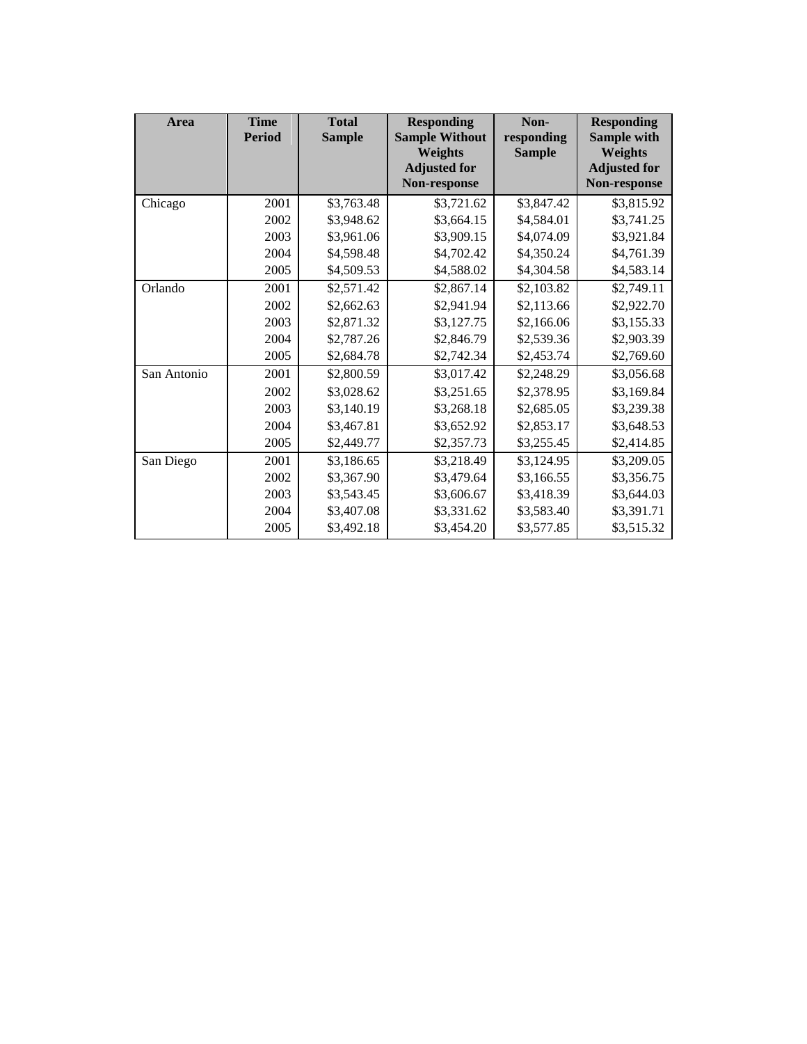| Area | Time Period | Total Sample | Responding Sample Without Weights Adjusted for Non-response | Non-responding Sample | Responding Sample with Weights Adjusted for Non-response |
|---|---|---|---|---|---|
| Chicago | 2001 | $3,763.48 | $3,721.62 | $3,847.42 | $3,815.92 |
| | 2002 | $3,948.62 | $3,664.15 | $4,584.01 | $3,741.25 |
| | 2003 | $3,961.06 | $3,909.15 | $4,074.09 | $3,921.84 |
| | 2004 | $4,598.48 | $4,702.42 | $4,350.24 | $4,761.39 |
| | 2005 | $4,509.53 | $4,588.02 | $4,304.58 | $4,583.14 |
| Orlando | 2001 | $2,571.42 | $2,867.14 | $2,103.82 | $2,749.11 |
| | 2002 | $2,662.63 | $2,941.94 | $2,113.66 | $2,922.70 |
| | 2003 | $2,871.32 | $3,127.75 | $2,166.06 | $3,155.33 |
| | 2004 | $2,787.26 | $2,846.79 | $2,539.36 | $2,903.39 |
| | 2005 | $2,684.78 | $2,742.34 | $2,453.74 | $2,769.60 |
| San Antonio | 2001 | $2,800.59 | $3,017.42 | $2,248.29 | $3,056.68 |
| | 2002 | $3,028.62 | $3,251.65 | $2,378.95 | $3,169.84 |
| | 2003 | $3,140.19 | $3,268.18 | $2,685.05 | $3,239.38 |
| | 2004 | $3,467.81 | $3,652.92 | $2,853.17 | $3,648.53 |
| | 2005 | $2,449.77 | $2,357.73 | $3,255.45 | $2,414.85 |
| San Diego | 2001 | $3,186.65 | $3,218.49 | $3,124.95 | $3,209.05 |
| | 2002 | $3,367.90 | $3,479.64 | $3,166.55 | $3,356.75 |
| | 2003 | $3,543.45 | $3,606.67 | $3,418.39 | $3,644.03 |
| | 2004 | $3,407.08 | $3,331.62 | $3,583.40 | $3,391.71 |
| | 2005 | $3,492.18 | $3,454.20 | $3,577.85 | $3,515.32 |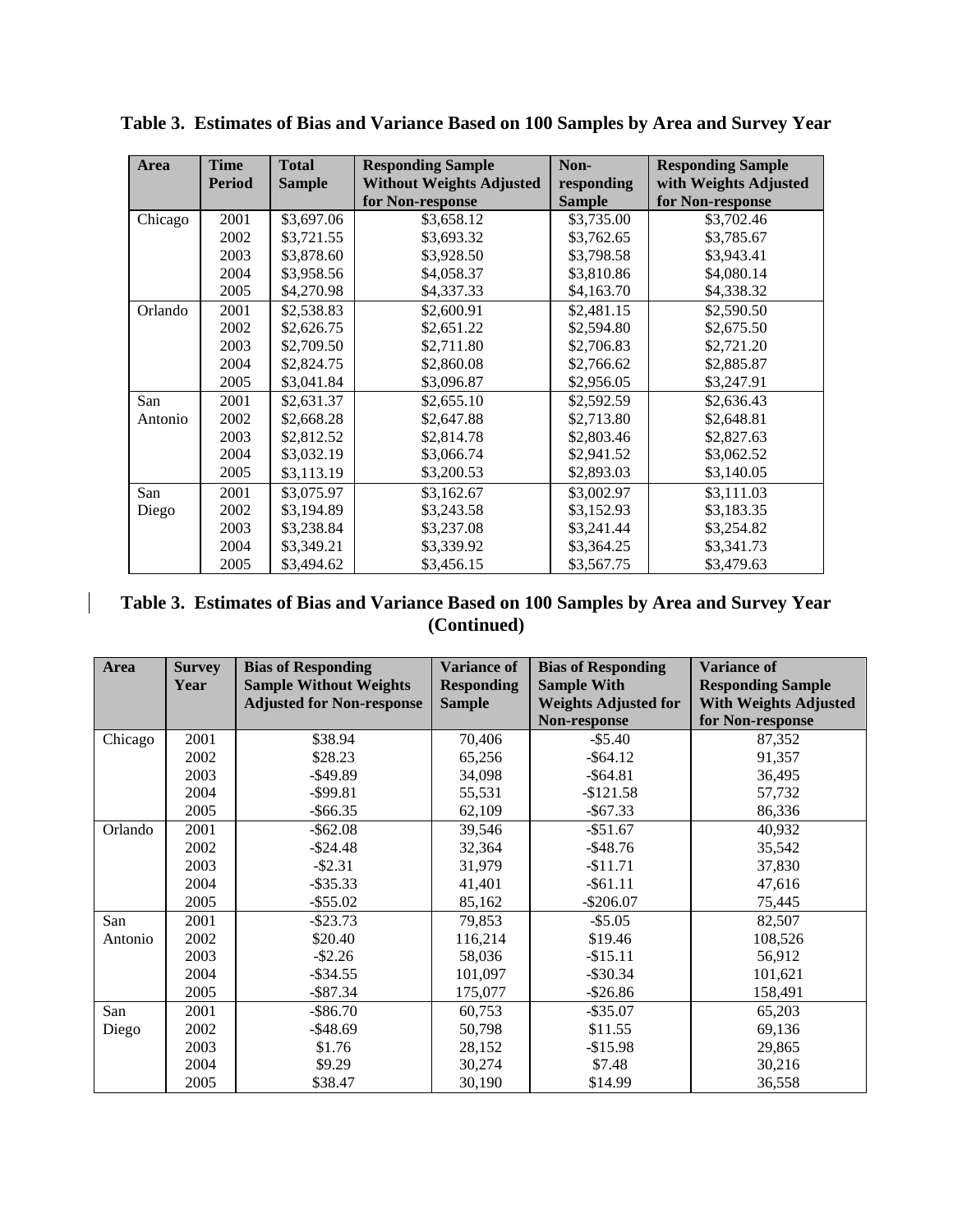**Table 3. Estimates of Bias and Variance Based on 100 Samples by Area and Survey Year**

| Area | Time Period | Total Sample | Responding Sample Without Weights Adjusted for Non-response | Non-responding Sample | Responding Sample with Weights Adjusted for Non-response |
|---|---|---|---|---|---|
| Chicago | 2001 | $3,697.06 | $3,658.12 | $3,735.00 | $3,702.46 |
| | 2002 | $3,721.55 | $3,693.32 | $3,762.65 | $3,785.67 |
| | 2003 | $3,878.60 | $3,928.50 | $3,798.58 | $3,943.41 |
| | 2004 | $3,958.56 | $4,058.37 | $3,810.86 | $4,080.14 |
| | 2005 | $4,270.98 | $4,337.33 | $4,163.70 | $4,338.32 |
| Orlando | 2001 | $2,538.83 | $2,600.91 | $2,481.15 | $2,590.50 |
| | 2002 | $2,626.75 | $2,651.22 | $2,594.80 | $2,675.50 |
| | 2003 | $2,709.50 | $2,711.80 | $2,706.83 | $2,721.20 |
| | 2004 | $2,824.75 | $2,860.08 | $2,766.62 | $2,885.87 |
| | 2005 | $3,041.84 | $3,096.87 | $2,956.05 | $3,247.91 |
| San Antonio | 2001 | $2,631.37 | $2,655.10 | $2,592.59 | $2,636.43 |
| | 2002 | $2,668.28 | $2,647.88 | $2,713.80 | $2,648.81 |
| | 2003 | $2,812.52 | $2,814.78 | $2,803.46 | $2,827.63 |
| | 2004 | $3,032.19 | $3,066.74 | $2,941.52 | $3,062.52 |
| | 2005 | $3,113.19 | $3,200.53 | $2,893.03 | $3,140.05 |
| San Diego | 2001 | $3,075.97 | $3,162.67 | $3,002.97 | $3,111.03 |
| | 2002 | $3,194.89 | $3,243.58 | $3,152.93 | $3,183.35 |
| | 2003 | $3,238.84 | $3,237.08 | $3,241.44 | $3,254.82 |
| | 2004 | $3,349.21 | $3,339.92 | $3,364.25 | $3,341.73 |
| | 2005 | $3,494.62 | $3,456.15 | $3,567.75 | $3,479.63 |

**Table 3. Estimates of Bias and Variance Based on 100 Samples by Area and Survey Year (Continued)**

| Area | Survey Year | Bias of Responding Sample Without Weights Adjusted for Non-response | Variance of Responding Sample | Bias of Responding Sample With Weights Adjusted for Non-response | Variance of Responding Sample With Weights Adjusted for Non-response |
|---|---|---|---|---|---|
| Chicago | 2001 | $38.94 | 70,406 | -$5.40 | 87,352 |
| | 2002 | $28.23 | 65,256 | -$64.12 | 91,357 |
| | 2003 | -$49.89 | 34,098 | -$64.81 | 36,495 |
| | 2004 | -$99.81 | 55,531 | -$121.58 | 57,732 |
| | 2005 | -$66.35 | 62,109 | -$67.33 | 86,336 |
| Orlando | 2001 | -$62.08 | 39,546 | -$51.67 | 40,932 |
| | 2002 | -$24.48 | 32,364 | -$48.76 | 35,542 |
| | 2003 | -$2.31 | 31,979 | -$11.71 | 37,830 |
| | 2004 | -$35.33 | 41,401 | -$61.11 | 47,616 |
| | 2005 | -$55.02 | 85,162 | -$206.07 | 75,445 |
| San Antonio | 2001 | -$23.73 | 79,853 | -$5.05 | 82,507 |
| | 2002 | $20.40 | 116,214 | $19.46 | 108,526 |
| | 2003 | -$2.26 | 58,036 | -$15.11 | 56,912 |
| | 2004 | -$34.55 | 101,097 | -$30.34 | 101,621 |
| | 2005 | -$87.34 | 175,077 | -$26.86 | 158,491 |
| San Diego | 2001 | -$86.70 | 60,753 | -$35.07 | 65,203 |
| | 2002 | -$48.69 | 50,798 | $11.55 | 69,136 |
| | 2003 | $1.76 | 28,152 | -$15.98 | 29,865 |
| | 2004 | $9.29 | 30,274 | $7.48 | 30,216 |
| | 2005 | $38.47 | 30,190 | $14.99 | 36,558 |